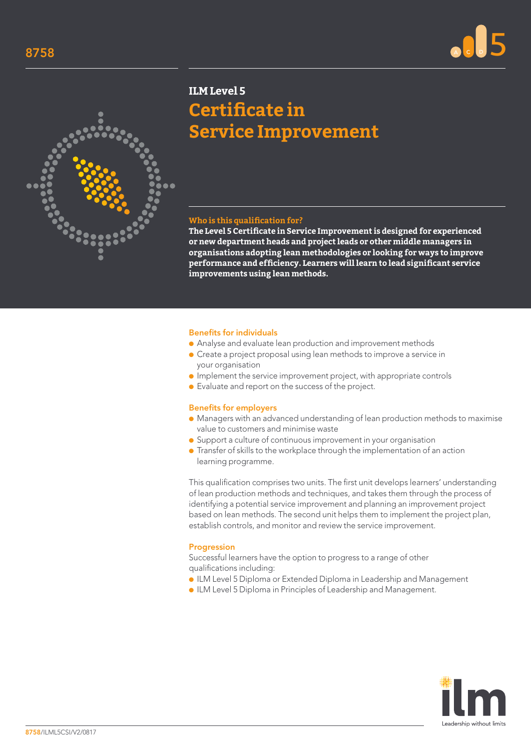8758

# ILM Level 5
# Certificate in Service Improvement

### Who is this qualification for?

**The Level 5 Certificate in Service Improvement is designed for experienced or new department heads and project leads or other middle managers in organisations adopting lean methodologies or looking for ways to improve performance and efficiency. Learners will learn to lead significant service improvements using lean methods.**

### Benefits for individuals

- Analyse and evaluate lean production and improvement methods
- Create a project proposal using lean methods to improve a service in your organisation
- Implement the service improvement project, with appropriate controls
- Evaluate and report on the success of the project.

### Benefits for employers

- Managers with an advanced understanding of lean production methods to maximise value to customers and minimise waste
- Support a culture of continuous improvement in your organisation
- Transfer of skills to the workplace through the implementation of an action learning programme.

This qualification comprises two units. The first unit develops learners' understanding of lean production methods and techniques, and takes them through the process of identifying a potential service improvement and planning an improvement project based on lean methods. The second unit helps them to implement the project plan, establish controls, and monitor and review the service improvement.

### Progression

Successful learners have the option to progress to a range of other qualifications including:

- ILM Level 5 Diploma or Extended Diploma in Leadership and Management
- ILM Level 5 Diploma in Principles of Leadership and Management.

ilm Leadership without limits

8758/ILML5CSI/V2/0817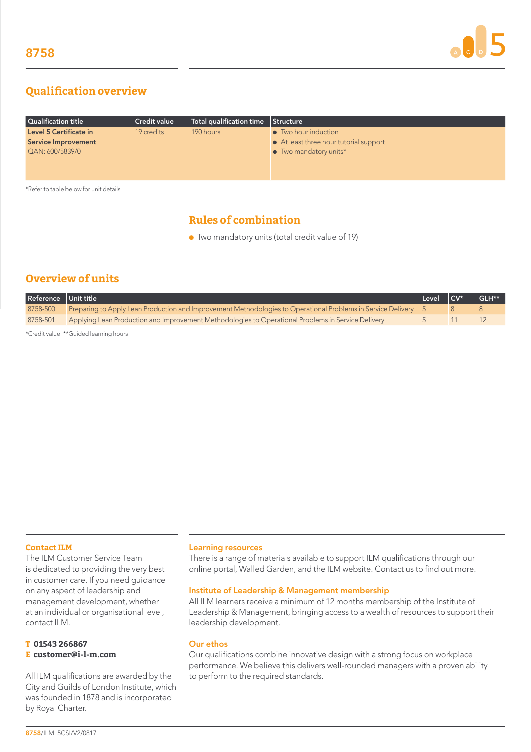# 8758

## Qualification overview

| Qualification title | Credit value | Total qualification time | Structure |
|---|---|---|---|
| **Level 5 Certificate in Service Improvement** QAN: 600/5839/0 | 19 credits | 190 hours | • Two hour induction<br>• At least three hour tutorial support<br>• Two mandatory units* |

*Refer to table below for unit details

## Rules of combination

- Two mandatory units (total credit value of 19)

## Overview of units

| Reference | Unit title | Level | CV* | GLH** |
|---|---|---|---|---|
| 8758-500 | Preparing to Apply Lean Production and Improvement Methodologies to Operational Problems in Service Delivery | 5 | 8 | 8 |
| 8758-501 | Applying Lean Production and Improvement Methodologies to Operational Problems in Service Delivery | 5 | 11 | 12 |

*Credit value **Guided learning hours

### Contact ILM

The ILM Customer Service Team is dedicated to providing the very best in customer care. If you need guidance on any aspect of leadership and management development, whether at an individual or organisational level, contact ILM.

**T 01543 266867**
**E customer@i-l-m.com**

All ILM qualifications are awarded by the City and Guilds of London Institute, which was founded in 1878 and is incorporated by Royal Charter.

### Learning resources

There is a range of materials available to support ILM qualifications through our online portal, Walled Garden, and the ILM website. Contact us to find out more.

### Institute of Leadership & Management membership

All ILM learners receive a minimum of 12 months membership of the Institute of Leadership & Management, bringing access to a wealth of resources to support their leadership development.

### Our ethos

Our qualifications combine innovative design with a strong focus on workplace performance. We believe this delivers well-rounded managers with a proven ability to perform to the required standards.

8758/ILML5CSI/V2/0817